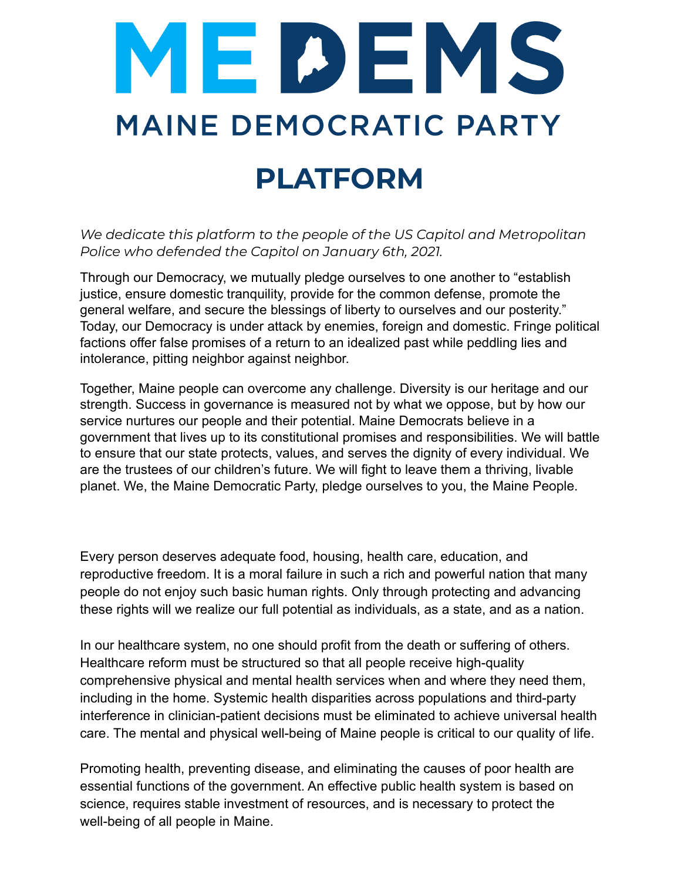# MEDEMS

## MAINE DEMOCRATIC PARTY

# PLATFORM

*We dedicate this platform to the people of the US Capitol and Metropolitan Police who defended the Capitol on January 6th, 2021.*

Through our Democracy, we mutually pledge ourselves to one another to "establish justice, ensure domestic tranquility, provide for the common defense, promote the general welfare, and secure the blessings of liberty to ourselves and our posterity." Today, our Democracy is under attack by enemies, foreign and domestic. Fringe political factions offer false promises of a return to an idealized past while peddling lies and intolerance, pitting neighbor against neighbor.

Together, Maine people can overcome any challenge. Diversity is our heritage and our strength. Success in governance is measured not by what we oppose, but by how our service nurtures our people and their potential. Maine Democrats believe in a government that lives up to its constitutional promises and responsibilities. We will battle to ensure that our state protects, values, and serves the dignity of every individual. We are the trustees of our children's future. We will fight to leave them a thriving, livable planet. We, the Maine Democratic Party, pledge ourselves to you, the Maine People.

Every person deserves adequate food, housing, health care, education, and reproductive freedom. It is a moral failure in such a rich and powerful nation that many people do not enjoy such basic human rights. Only through protecting and advancing these rights will we realize our full potential as individuals, as a state, and as a nation.

In our healthcare system, no one should profit from the death or suffering of others. Healthcare reform must be structured so that all people receive high-quality comprehensive physical and mental health services when and where they need them, including in the home. Systemic health disparities across populations and third-party interference in clinician-patient decisions must be eliminated to achieve universal health care. The mental and physical well-being of Maine people is critical to our quality of life.

Promoting health, preventing disease, and eliminating the causes of poor health are essential functions of the government. An effective public health system is based on science, requires stable investment of resources, and is necessary to protect the well-being of all people in Maine.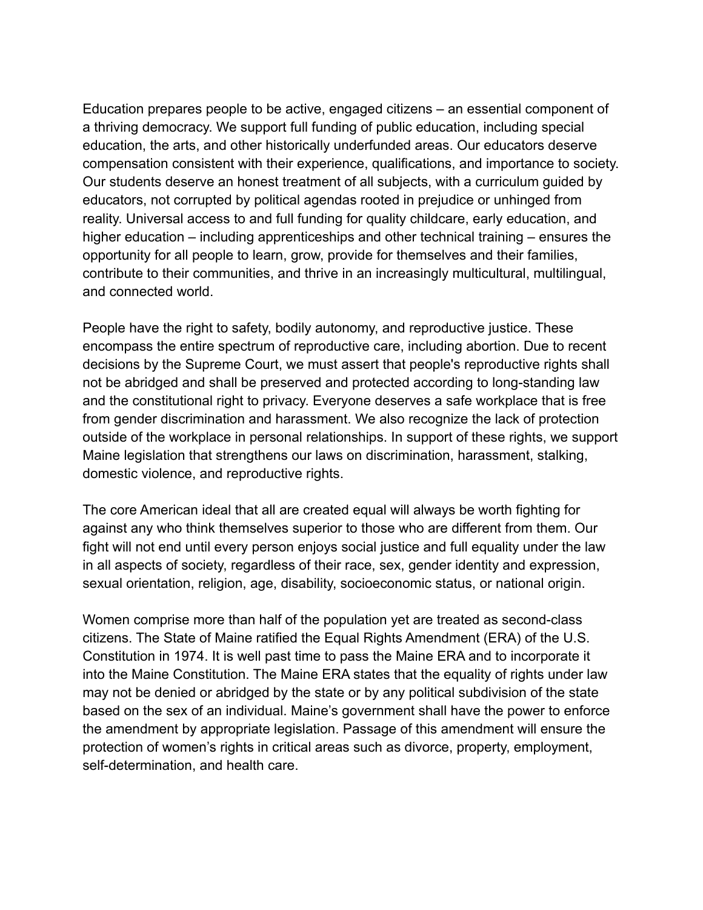Education prepares people to be active, engaged citizens – an essential component of a thriving democracy. We support full funding of public education, including special education, the arts, and other historically underfunded areas. Our educators deserve compensation consistent with their experience, qualifications, and importance to society. Our students deserve an honest treatment of all subjects, with a curriculum guided by educators, not corrupted by political agendas rooted in prejudice or unhinged from reality. Universal access to and full funding for quality childcare, early education, and higher education – including apprenticeships and other technical training – ensures the opportunity for all people to learn, grow, provide for themselves and their families, contribute to their communities, and thrive in an increasingly multicultural, multilingual, and connected world.

People have the right to safety, bodily autonomy, and reproductive justice. These encompass the entire spectrum of reproductive care, including abortion. Due to recent decisions by the Supreme Court, we must assert that people's reproductive rights shall not be abridged and shall be preserved and protected according to long-standing law and the constitutional right to privacy. Everyone deserves a safe workplace that is free from gender discrimination and harassment. We also recognize the lack of protection outside of the workplace in personal relationships. In support of these rights, we support Maine legislation that strengthens our laws on discrimination, harassment, stalking, domestic violence, and reproductive rights.

The core American ideal that all are created equal will always be worth fighting for against any who think themselves superior to those who are different from them. Our fight will not end until every person enjoys social justice and full equality under the law in all aspects of society, regardless of their race, sex, gender identity and expression, sexual orientation, religion, age, disability, socioeconomic status, or national origin.

Women comprise more than half of the population yet are treated as second-class citizens. The State of Maine ratified the Equal Rights Amendment (ERA) of the U.S. Constitution in 1974. It is well past time to pass the Maine ERA and to incorporate it into the Maine Constitution. The Maine ERA states that the equality of rights under law may not be denied or abridged by the state or by any political subdivision of the state based on the sex of an individual. Maine's government shall have the power to enforce the amendment by appropriate legislation. Passage of this amendment will ensure the protection of women's rights in critical areas such as divorce, property, employment, self-determination, and health care.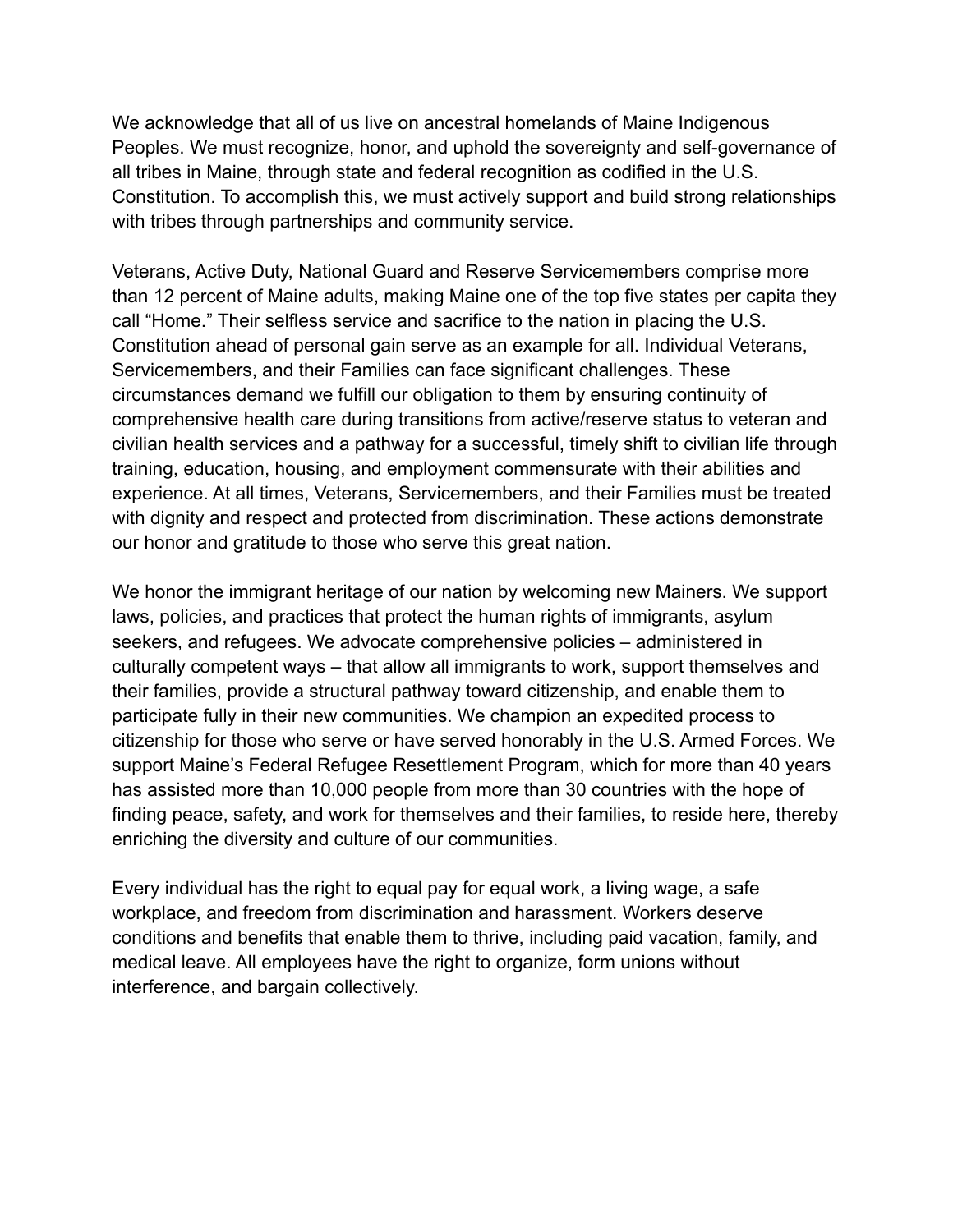We acknowledge that all of us live on ancestral homelands of Maine Indigenous Peoples. We must recognize, honor, and uphold the sovereignty and self-governance of all tribes in Maine, through state and federal recognition as codified in the U.S. Constitution. To accomplish this, we must actively support and build strong relationships with tribes through partnerships and community service.

Veterans, Active Duty, National Guard and Reserve Servicemembers comprise more than 12 percent of Maine adults, making Maine one of the top five states per capita they call "Home." Their selfless service and sacrifice to the nation in placing the U.S. Constitution ahead of personal gain serve as an example for all. Individual Veterans, Servicemembers, and their Families can face significant challenges. These circumstances demand we fulfill our obligation to them by ensuring continuity of comprehensive health care during transitions from active/reserve status to veteran and civilian health services and a pathway for a successful, timely shift to civilian life through training, education, housing, and employment commensurate with their abilities and experience. At all times, Veterans, Servicemembers, and their Families must be treated with dignity and respect and protected from discrimination. These actions demonstrate our honor and gratitude to those who serve this great nation.

We honor the immigrant heritage of our nation by welcoming new Mainers. We support laws, policies, and practices that protect the human rights of immigrants, asylum seekers, and refugees. We advocate comprehensive policies – administered in culturally competent ways – that allow all immigrants to work, support themselves and their families, provide a structural pathway toward citizenship, and enable them to participate fully in their new communities. We champion an expedited process to citizenship for those who serve or have served honorably in the U.S. Armed Forces. We support Maine's Federal Refugee Resettlement Program, which for more than 40 years has assisted more than 10,000 people from more than 30 countries with the hope of finding peace, safety, and work for themselves and their families, to reside here, thereby enriching the diversity and culture of our communities.

Every individual has the right to equal pay for equal work, a living wage, a safe workplace, and freedom from discrimination and harassment. Workers deserve conditions and benefits that enable them to thrive, including paid vacation, family, and medical leave. All employees have the right to organize, form unions without interference, and bargain collectively.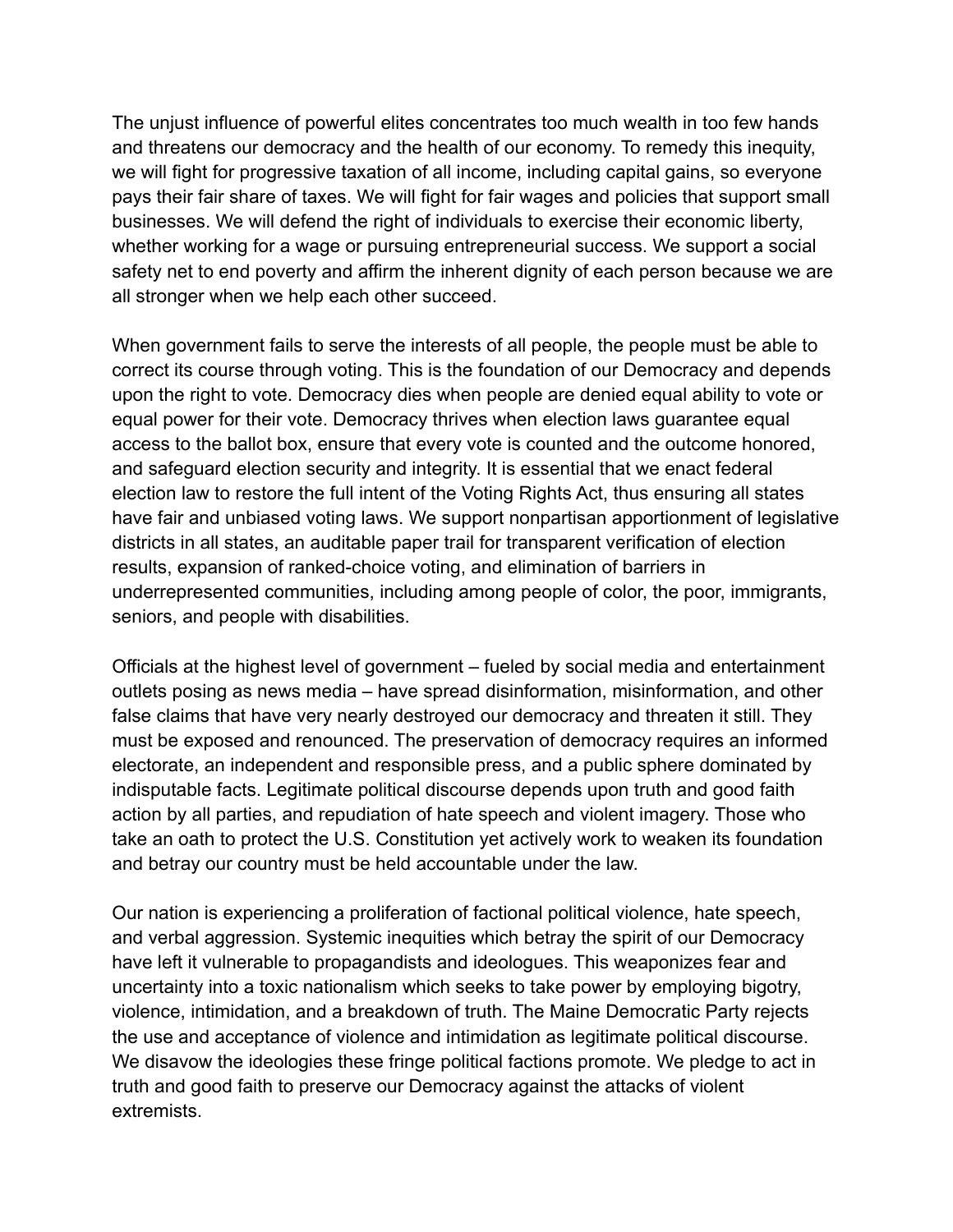The unjust influence of powerful elites concentrates too much wealth in too few hands and threatens our democracy and the health of our economy. To remedy this inequity, we will fight for progressive taxation of all income, including capital gains, so everyone pays their fair share of taxes. We will fight for fair wages and policies that support small businesses. We will defend the right of individuals to exercise their economic liberty, whether working for a wage or pursuing entrepreneurial success. We support a social safety net to end poverty and affirm the inherent dignity of each person because we are all stronger when we help each other succeed.

When government fails to serve the interests of all people, the people must be able to correct its course through voting. This is the foundation of our Democracy and depends upon the right to vote. Democracy dies when people are denied equal ability to vote or equal power for their vote. Democracy thrives when election laws guarantee equal access to the ballot box, ensure that every vote is counted and the outcome honored, and safeguard election security and integrity. It is essential that we enact federal election law to restore the full intent of the Voting Rights Act, thus ensuring all states have fair and unbiased voting laws. We support nonpartisan apportionment of legislative districts in all states, an auditable paper trail for transparent verification of election results, expansion of ranked-choice voting, and elimination of barriers in underrepresented communities, including among people of color, the poor, immigrants, seniors, and people with disabilities.

Officials at the highest level of government – fueled by social media and entertainment outlets posing as news media – have spread disinformation, misinformation, and other false claims that have very nearly destroyed our democracy and threaten it still. They must be exposed and renounced. The preservation of democracy requires an informed electorate, an independent and responsible press, and a public sphere dominated by indisputable facts. Legitimate political discourse depends upon truth and good faith action by all parties, and repudiation of hate speech and violent imagery. Those who take an oath to protect the U.S. Constitution yet actively work to weaken its foundation and betray our country must be held accountable under the law.

Our nation is experiencing a proliferation of factional political violence, hate speech, and verbal aggression. Systemic inequities which betray the spirit of our Democracy have left it vulnerable to propagandists and ideologues. This weaponizes fear and uncertainty into a toxic nationalism which seeks to take power by employing bigotry, violence, intimidation, and a breakdown of truth. The Maine Democratic Party rejects the use and acceptance of violence and intimidation as legitimate political discourse. We disavow the ideologies these fringe political factions promote. We pledge to act in truth and good faith to preserve our Democracy against the attacks of violent extremists.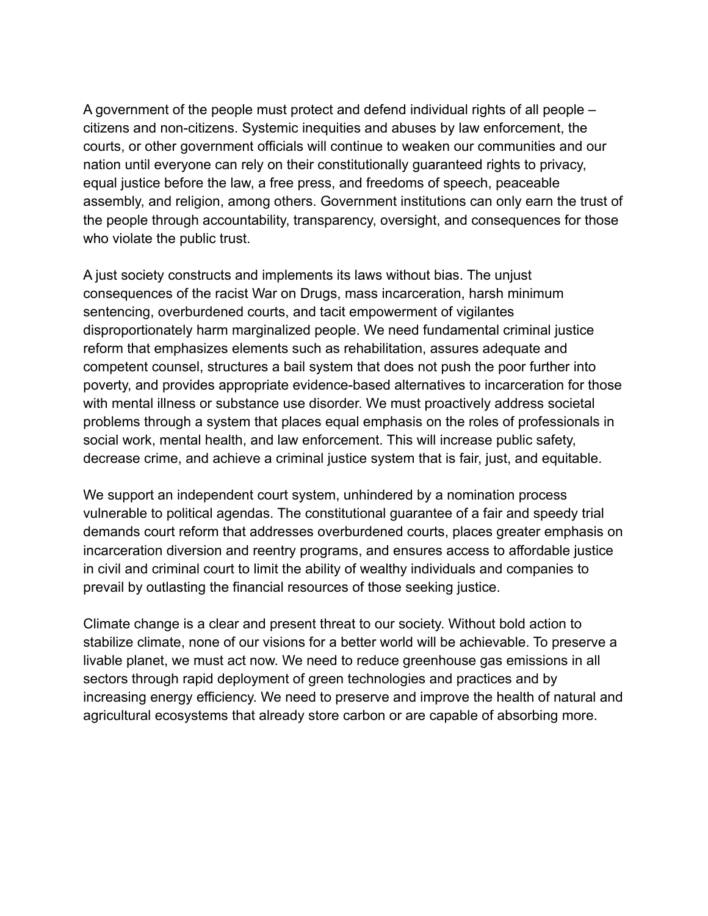A government of the people must protect and defend individual rights of all people – citizens and non-citizens. Systemic inequities and abuses by law enforcement, the courts, or other government officials will continue to weaken our communities and our nation until everyone can rely on their constitutionally guaranteed rights to privacy, equal justice before the law, a free press, and freedoms of speech, peaceable assembly, and religion, among others. Government institutions can only earn the trust of the people through accountability, transparency, oversight, and consequences for those who violate the public trust.

A just society constructs and implements its laws without bias. The unjust consequences of the racist War on Drugs, mass incarceration, harsh minimum sentencing, overburdened courts, and tacit empowerment of vigilantes disproportionately harm marginalized people. We need fundamental criminal justice reform that emphasizes elements such as rehabilitation, assures adequate and competent counsel, structures a bail system that does not push the poor further into poverty, and provides appropriate evidence-based alternatives to incarceration for those with mental illness or substance use disorder. We must proactively address societal problems through a system that places equal emphasis on the roles of professionals in social work, mental health, and law enforcement. This will increase public safety, decrease crime, and achieve a criminal justice system that is fair, just, and equitable.

We support an independent court system, unhindered by a nomination process vulnerable to political agendas. The constitutional guarantee of a fair and speedy trial demands court reform that addresses overburdened courts, places greater emphasis on incarceration diversion and reentry programs, and ensures access to affordable justice in civil and criminal court to limit the ability of wealthy individuals and companies to prevail by outlasting the financial resources of those seeking justice.

Climate change is a clear and present threat to our society. Without bold action to stabilize climate, none of our visions for a better world will be achievable. To preserve a livable planet, we must act now. We need to reduce greenhouse gas emissions in all sectors through rapid deployment of green technologies and practices and by increasing energy efficiency. We need to preserve and improve the health of natural and agricultural ecosystems that already store carbon or are capable of absorbing more.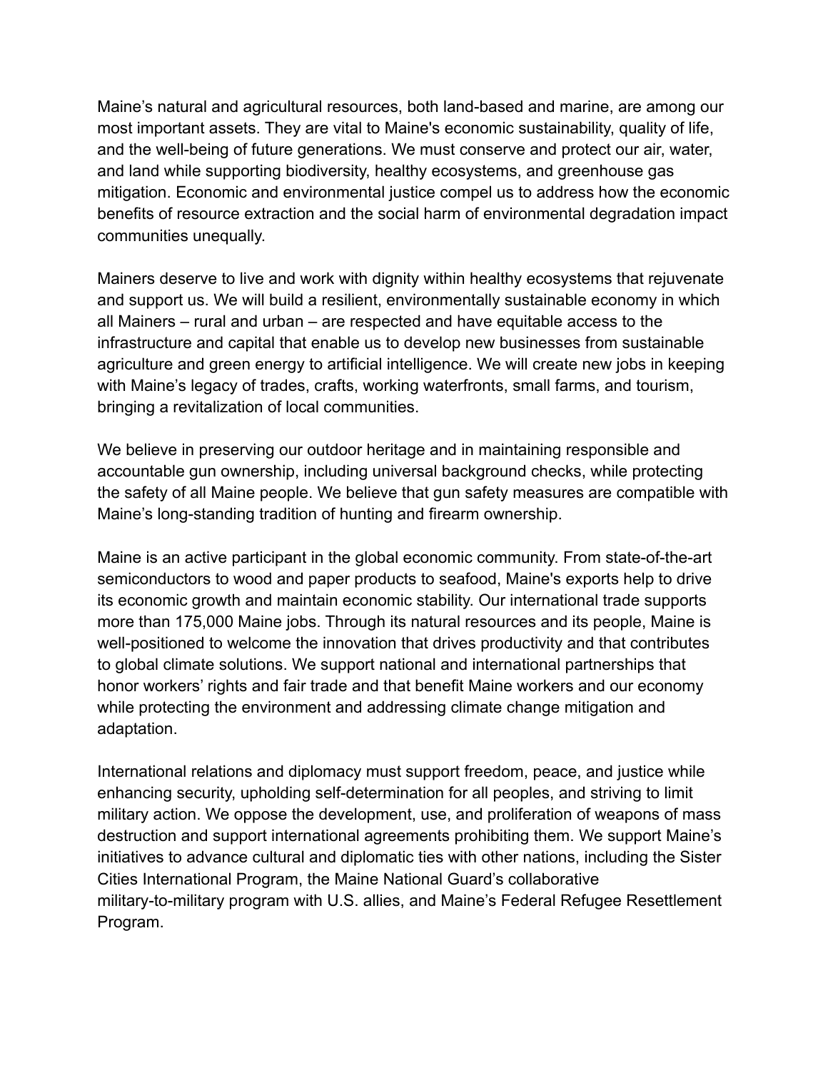Maine's natural and agricultural resources, both land-based and marine, are among our most important assets. They are vital to Maine's economic sustainability, quality of life, and the well-being of future generations. We must conserve and protect our air, water, and land while supporting biodiversity, healthy ecosystems, and greenhouse gas mitigation. Economic and environmental justice compel us to address how the economic benefits of resource extraction and the social harm of environmental degradation impact communities unequally.

Mainers deserve to live and work with dignity within healthy ecosystems that rejuvenate and support us. We will build a resilient, environmentally sustainable economy in which all Mainers – rural and urban – are respected and have equitable access to the infrastructure and capital that enable us to develop new businesses from sustainable agriculture and green energy to artificial intelligence. We will create new jobs in keeping with Maine's legacy of trades, crafts, working waterfronts, small farms, and tourism, bringing a revitalization of local communities.

We believe in preserving our outdoor heritage and in maintaining responsible and accountable gun ownership, including universal background checks, while protecting the safety of all Maine people. We believe that gun safety measures are compatible with Maine's long-standing tradition of hunting and firearm ownership.

Maine is an active participant in the global economic community. From state-of-the-art semiconductors to wood and paper products to seafood, Maine's exports help to drive its economic growth and maintain economic stability. Our international trade supports more than 175,000 Maine jobs. Through its natural resources and its people, Maine is well-positioned to welcome the innovation that drives productivity and that contributes to global climate solutions. We support national and international partnerships that honor workers' rights and fair trade and that benefit Maine workers and our economy while protecting the environment and addressing climate change mitigation and adaptation.

International relations and diplomacy must support freedom, peace, and justice while enhancing security, upholding self-determination for all peoples, and striving to limit military action. We oppose the development, use, and proliferation of weapons of mass destruction and support international agreements prohibiting them. We support Maine's initiatives to advance cultural and diplomatic ties with other nations, including the Sister Cities International Program, the Maine National Guard's collaborative military-to-military program with U.S. allies, and Maine's Federal Refugee Resettlement Program.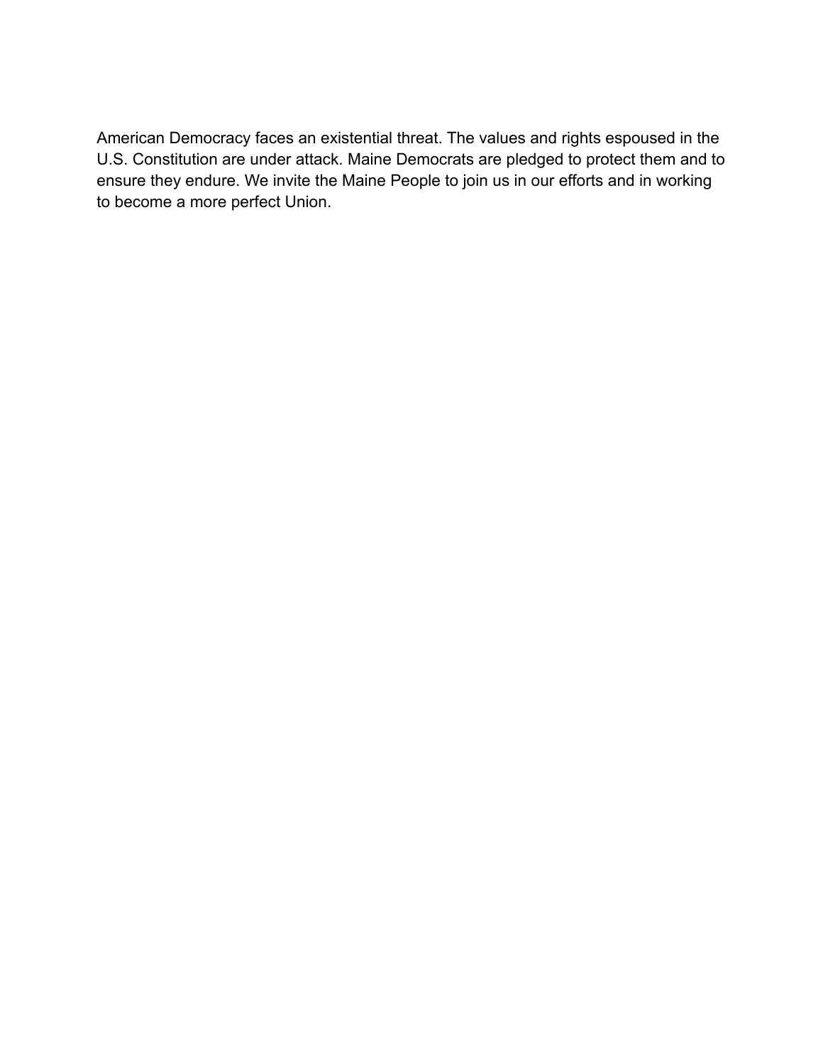American Democracy faces an existential threat. The values and rights espoused in the U.S. Constitution are under attack. Maine Democrats are pledged to protect them and to ensure they endure. We invite the Maine People to join us in our efforts and in working to become a more perfect Union.